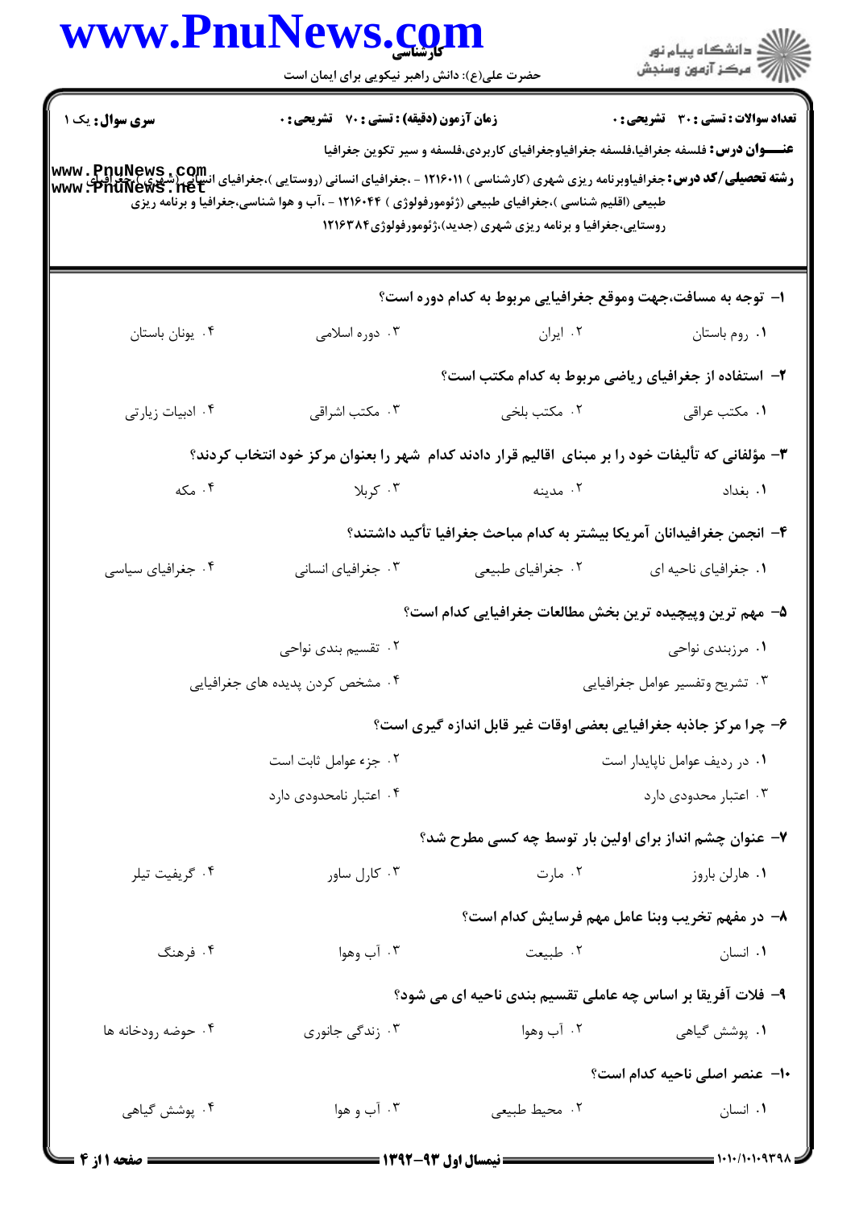**سری سوال:** یک ۱

**زمان آزمون (دقیقه) : تستی : ۷۰ تشریحی : ۰**

**تعداد سوالات : تستی : ۳۰ تشریحی : ۰**

**عنـــوان درس:** فلسفه جغرافیا،فلسفه جغرافیاوجغرافیای کاربردی،فلسفه و سیر تکوین جغرافیا

**رشته تحصیلی/کد درس:** جغرافیاوبرنامه ریزی شهری (کارشناسی ) ۱۲۱۶۰۱۱ - ،جغرافیای انسانی (روستایی )،جغرافیای انسانی (شهری )،جغرافیای طبیعی (اقلیم شناسی )،جغرافیای طبیعی (ژئومورفولوژی ) ۱۲۱۶۰۴۴ - ،آب و هوا شناسی،جغرافیا و برنامه ریزی روستایی،جغرافیا و برنامه ریزی شهری (جدید)،ژئومورفولوژی۱۲۱۶۳۸۴

۱- توجه به مسافت،جهت وموقع جغرافیایی مربوط به کدام دوره است؟

۱. روم باستان
۲. ایران
۳. دوره اسلامی
۴. یونان باستان

۲- استفاده از جغرافیای ریاضی مربوط به کدام مکتب است؟

۱. مکتب عراقی
۲. مکتب بلخی
۳. مکتب اشراقی
۴. ادبیات زیارتی

۳- مؤلفانی که تألیفات خود را بر مبنای اقالیم قرار دادند کدام شهر را بعنوان مرکز خود انتخاب کردند؟

۱. بغداد
۲. مدینه
۳. کربلا
۴. مکه

۴- انجمن جغرافیدانان آمریکا بیشتر به کدام مباحث جغرافیا تأکید داشتند؟

۱. جغرافیای ناحیه ای
۲. جغرافیای طبیعی
۳. جغرافیای انسانی
۴. جغرافیای سیاسی

۵- مهم ترین وپیچیده ترین بخش مطالعات جغرافیایی کدام است؟

۱. مرزبندی نواحی
۲. تقسیم بندی نواحی
۳. تشریح وتفسیر عوامل جغرافیایی
۴. مشخص کردن پدیده های جغرافیایی

۶- چرا مرکز جاذبه جغرافیایی بعضی اوقات غیر قابل اندازه گیری است؟

۱. در ردیف عوامل ناپایدار است
۲. جزء عوامل ثابت است
۳. اعتبار محدودی دارد
۴. اعتبار نامحدودی دارد

۷- عنوان چشم انداز برای اولین بار توسط چه کسی مطرح شد؟

۱. هارلن باروز
۲. مارت
۳. کارل ساور
۴. گریفیت تیلر

۸- در مفهم تخریب وبنا عامل مهم فرسایش کدام است؟

۱. انسان
۲. طبیعت
۳. آب وهوا
۴. فرهنگ

۹- فلات آفریقا بر اساس چه عاملی تقسیم بندی ناحیه ای می شود؟

۱. پوشش گیاهی
۲. آب وهوا
۳. زندگی جانوری
۴. حوضه رودخانه ها

۱۰- عنصر اصلی ناحیه کدام است؟

۱. انسان
۲. محیط طبیعی
۳. آب و هوا
۴. پوشش گیاهی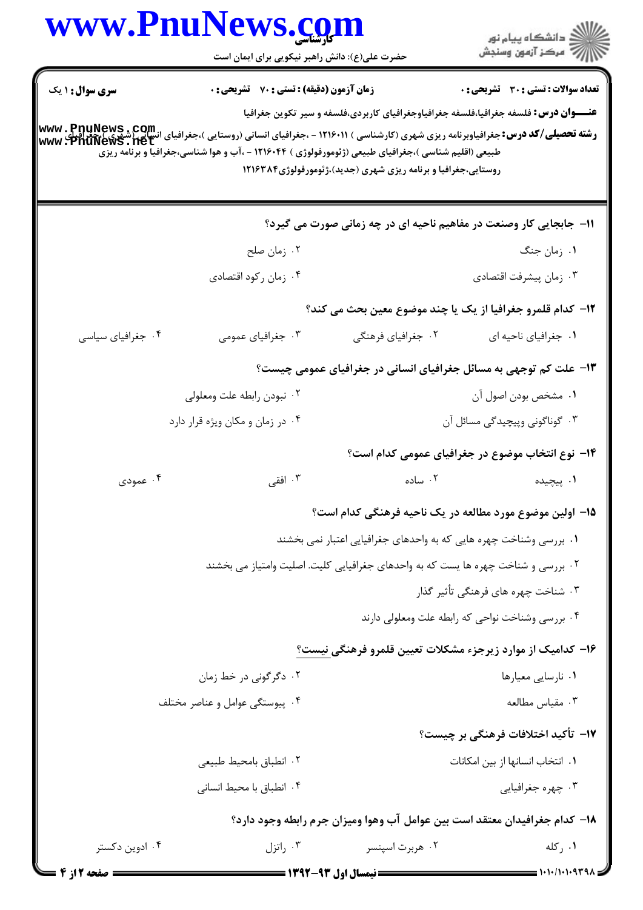**سری سوال:** ۱ یک | **زمان آزمون (دقیقه) : تستی :** ۷۰ **تشریحی :** ۰ | **تعداد سوالات : تستی :** ۳۰ **تشریحی :** ۰

**عنـــوان درس:** فلسفه جغرافیا،فلسفه جغرافیاوجغرافیای کاربردی،فلسفه و سیر تکوین جغرافیا

**رشته تحصیلی/کد درس:** جغرافیاوبرنامه ریزی شهری (کارشناسی ) ۱۲۱۶۰۱۱ - ،جغرافیای انسانی (روستایی )،جغرافیای انسانی (شهری )،جغرافیای طبیعی (اقلیم شناسی )،جغرافیای طبیعی (ژئومورفولوژی ) ۱۲۱۶۰۴۴ - ،آب و هوا شناسی،جغرافیا و برنامه ریزی روستایی،جغرافیا و برنامه ریزی شهری (جدید)،ژئومورفولوژی۱۲۱۶۳۸۴

۱۱- جابجایی کار وصنعت در مفاهیم ناحیه ای در چه زمانی صورت می گیرد؟

۱. زمان جنگ
۲. زمان صلح
۳. زمان پیشرفت اقتصادی
۴. زمان رکود اقتصادی

۱۲- کدام قلمرو جغرافیا از یک یا چند موضوع معین بحث می کند؟

۱. جغرافیای ناحیه ای
۲. جغرافیای فرهنگی
۳. جغرافیای عمومی
۴. جغرافیای سیاسی

۱۳- علت کم توجهی به مسائل جغرافیای انسانی در جغرافیای عمومی چیست؟

۱. مشخص بودن اصول آن
۲. نبودن رابطه علت ومعلولی
۳. گوناگونی وپیچیدگی مسائل آن
۴. در زمان و مکان ویژه قرار دارد

۱۴- نوع انتخاب موضوع در جغرافیای عمومی کدام است؟

۱. پیچیده
۲. ساده
۳. افقی
۴. عمودی

۱۵- اولین موضوع مورد مطالعه در یک ناحیه فرهنگی کدام است؟

۱. بررسی وشناخت چهره هایی که به واحدهای جغرافیایی اعتبار نمی بخشند
۲. بررسی و شناخت چهره ها یست که به واحدهای جغرافیایی کلیت. اصلیت وامتیاز می بخشند
۳. شناخت چهره های فرهنگی تأثیر گذار
۴. بررسی وشناخت نواحی که رابطه علت ومعلولی دارند

۱۶- کدامیک از موارد زیرجزء مشکلات تعیین قلمرو فرهنگی نیست؟

۱. نارسایی معیارها
۲. دگرگونی در خط زمان
۳. مقیاس مطالعه
۴. پیوستگی عوامل و عناصر مختلف

۱۷- تأکید اختلافات فرهنگی بر چیست؟

۱. انتخاب انسانها از بین امکانات
۲. انطباق بامحیط طبیعی
۳. چهره جغرافیایی
۴. انطباق با محیط انسانی

۱۸- کدام جغرافیدان معتقد است بین عوامل آب وهوا ومیزان جرم رابطه وجود دارد؟

۱. رکله
۲. هربرت اسپنسر
۳. راتزل
۴. ادوین دکستر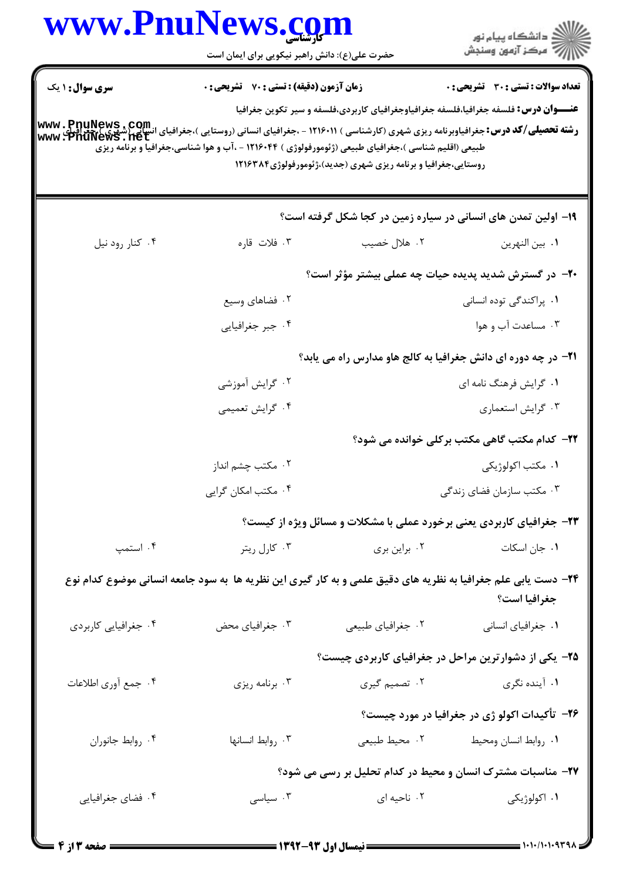**سری سوال:** ۱ یک

**زمان آزمون (دقیقه) : تستی : ۷۰ تشریحی : ۰**

**تعداد سوالات : تستی : ۳۰ تشریحی : ۰**

**عنـــوان درس:** فلسفه جغرافیا،فلسفه جغرافیاوجغرافیای کاربردی،فلسفه و سیر تکوین جغرافیا

**رشته تحصیلی/کد درس:** جغرافیاوبرنامه ریزی شهری (کارشناسی ) ۱۲۱۶۰۱۱ - ،جغرافیای انسانی (روستایی )،جغرافیای انسانی (شهری )،جغرافیای طبیعی (اقلیم شناسی )،جغرافیای طبیعی (ژئومورفولوژی ) ۱۲۱۶۰۴۴ - ،آب و هوا شناسی،جغرافیا و برنامه ریزی روستایی،جغرافیا و برنامه ریزی شهری (جدید)،ژئومورفولوژی۱۲۱۶۳۸۴

۱۹- اولین تمدن های انسانی در سیاره زمین در کجا شکل گرفته است؟

۱. بین النهرین ۲. هلال خصیب ۳. فلات قاره ۴. کنار رود نیل

۲۰- در گسترش شدید پدیده حیات چه عملی بیشتر مؤثر است؟

۱. پراکندگی توده انسانی ۲. فضاهای وسیع
۳. مساعدت آب و هوا ۴. جبر جغرافیایی

۲۱- در چه دوره ای دانش جغرافیا به کالج هاو مدارس راه می یابد؟

۱. گرایش فرهنگ نامه ای ۲. گرایش آموزشی
۳. گرایش استعماری ۴. گرایش تعمیمی

۲۲- کدام مکتب گاهی مکتب برکلی خوانده می شود؟

۱. مکتب اکولوژیکی ۲. مکتب چشم انداز
۳. مکتب سازمان فضای زندگی ۴. مکتب امکان گرایی

۲۳- جغرافیای کاربردی یعنی برخورد عملی با مشکلات و مسائل ویژه از کیست؟

۱. جان اسکات ۲. براین بری ۳. کارل ریتر ۴. استمپ

۲۴- دست یابی علم جغرافیا به نظریه های دقیق علمی و به کار گیری این نظریه ها به سود جامعه انسانی موضوع کدام نوع جغرافیا است؟

۱. جغرافیای انسانی ۲. جغرافیای طبیعی ۳. جغرافیای محض ۴. جغرافیایی کاربردی

۲۵- یکی از دشوارترین مراحل در جغرافیای کاربردی چیست؟

۱. آینده نگری ۲. تصمیم گیری ۳. برنامه ریزی ۴. جمع آوری اطلاعات

۲۶- تأکیدات اکولو ژی در جغرافیا در مورد چیست؟

۱. روابط انسان ومحیط ۲. محیط طبیعی ۳. روابط انسانها ۴. روابط جانوران

۲۷- مناسبات مشترک انسان و محیط در کدام تحلیل بر رسی می شود؟

۱. اکولوژیکی ۲. ناحیه ای ۳. سیاسی ۴. فضای جغرافیایی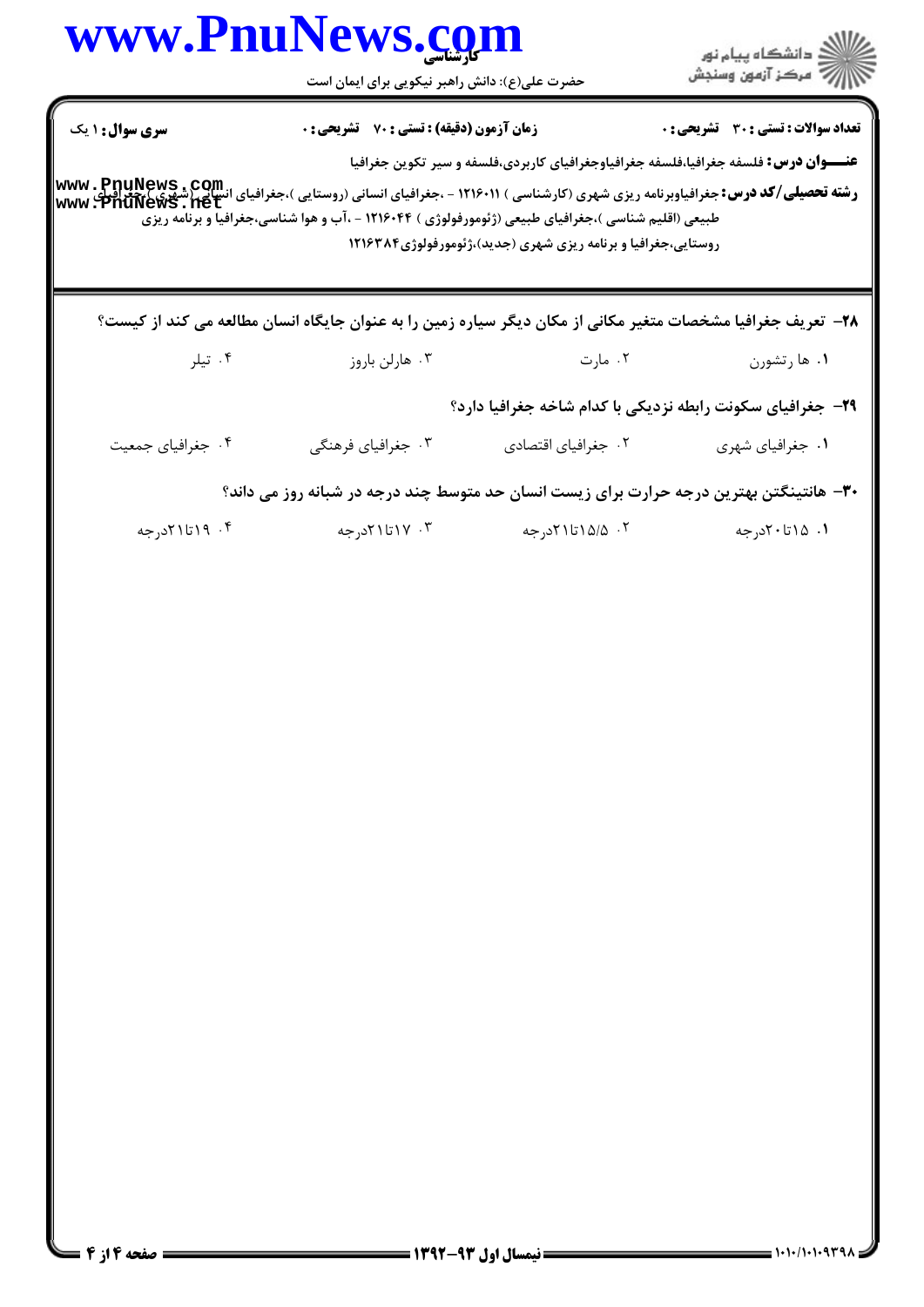**سری سوال:** ۱ یک

**زمان آزمون (دقیقه) : تستی : ۷۰ تشریحی : ۰**

**تعداد سوالات : تستی : ۳۰ تشریحی : ۰**

**عنـــوان درس:** فلسفه جغرافیا،فلسفه جغرافیاوجغرافیای کاربردی،فلسفه و سیر تکوین جغرافیا

**رشته تحصیلی/کد درس:** جغرافیاوبرنامه ریزی شهری (کارشناسی ) ۱۲۱۶۰۱۱ - ،جغرافیای انسانی (روستایی )،جغرافیای انسانی (شهری )،جغرافیای طبیعی (اقلیم شناسی )،جغرافیای طبیعی (ژئومورفولوژی ) ۱۲۱۶۰۴۴ - ،آب و هوا شناسی،جغرافیا و برنامه ریزی روستایی،جغرافیا و برنامه ریزی شهری (جدید)،ژئومورفولوژی۱۲۱۶۳۸۴

۲۸- تعریف جغرافیا مشخصات متغیر مکانی از مکان دیگر سیاره زمین را به عنوان جایگاه انسان مطالعه می کند از کیست؟

۱. ها رتشورن
۲. مارت
۳. هارلن باروز
۴. تیلر

۲۹- جغرافیای سکونت رابطه نزدیکی با کدام شاخه جغرافیا دارد؟

۱. جغرافیای شهری
۲. جغرافیای اقتصادی
۳. جغرافیای فرهنگی
۴. جغرافیای جمعیت

۳۰- هانتینگتن بهترین درجه حرارت برای زیست انسان حد متوسط چند درجه در شبانه روز می داند؟

۱. ۱۵تا۲۰درجه
۲. ۱۵/۵تا۲۱درجه
۳. ۱۷تا۲۱درجه
۴. ۱۹تا۲۱درجه